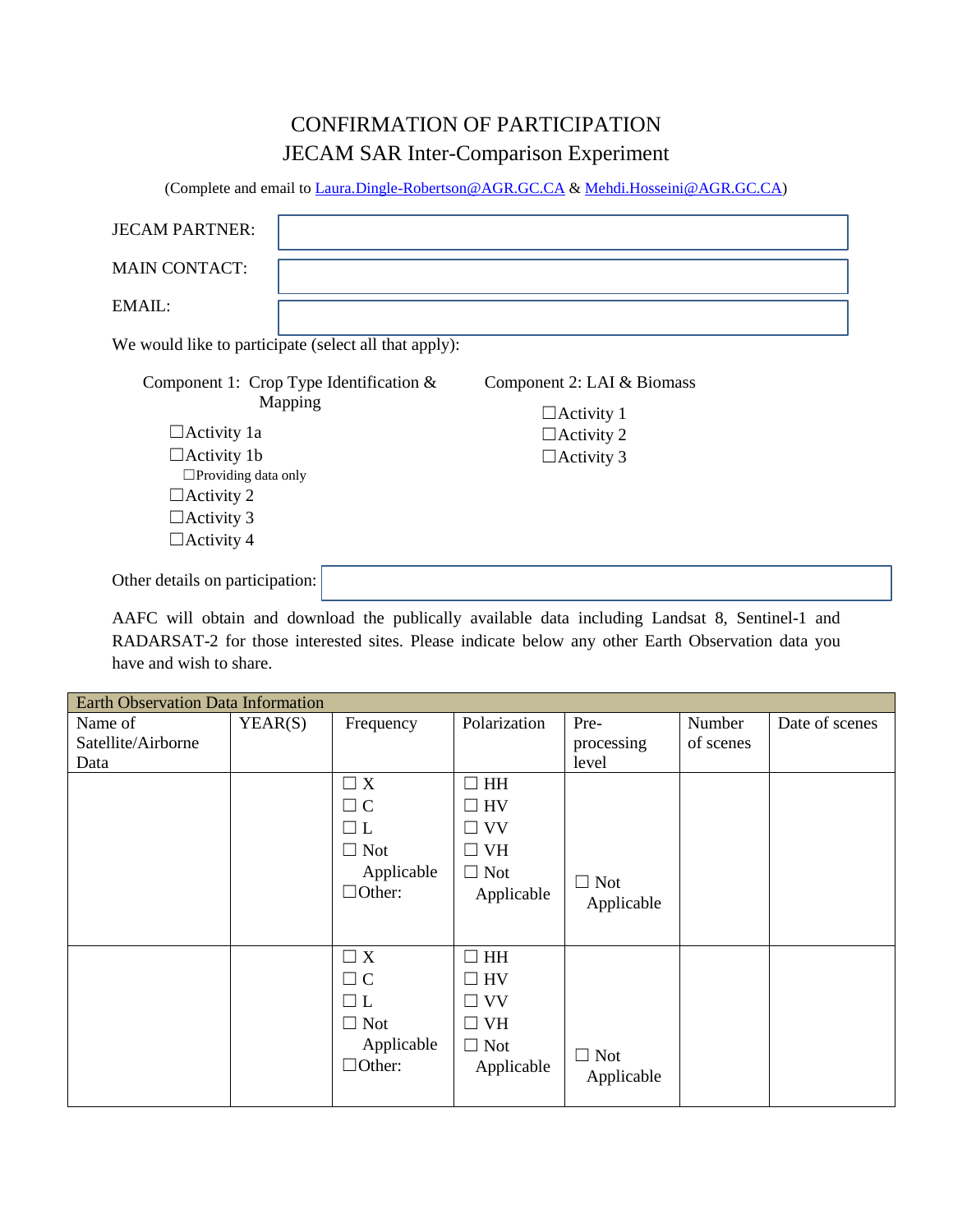# CONFIRMATION OF PARTICIPATION

## JECAM SAR Inter-Comparison Experiment

(Complete and email to Laura.Dingle-Robertson@AGR.GC.CA & Mehdi.Hosseini@AGR.GC.CA)

JECAM PARTNER:

MAIN CONTACT:

EMAIL:

We would like to participate (select all that apply):

Component 1: Crop Type Identification & Mapping

- ☐Activity 1a
- ☐Activity 1b
  - ☐Providing data only
- ☐Activity 2
- ☐Activity 3
- ☐Activity 4

Component 2: LAI & Biomass

- ☐Activity 1
- ☐Activity 2
- ☐Activity 3

Other details on participation:

AAFC will obtain and download the publically available data including Landsat 8, Sentinel-1 and RADARSAT-2 for those interested sites. Please indicate below any other Earth Observation data you have and wish to share.

| Earth Observation Data Information | | | | | | |
|---|---|---|---|---|---|---|
| Name of Satellite/Airborne Data | YEAR(S) | Frequency | Polarization | Pre-processing level | Number of scenes | Date of scenes |
| | | ☐ X<br>☐ C<br>☐ L<br>☐ Not Applicable<br>☐Other: | ☐ HH<br>☐ HV<br>☐ VV<br>☐ VH<br>☐ Not Applicable | ☐ Not Applicable | | |
| | | ☐ X<br>☐ C<br>☐ L<br>☐ Not Applicable<br>☐Other: | ☐ HH<br>☐ HV<br>☐ VV<br>☐ VH<br>☐ Not Applicable | ☐ Not Applicable | | |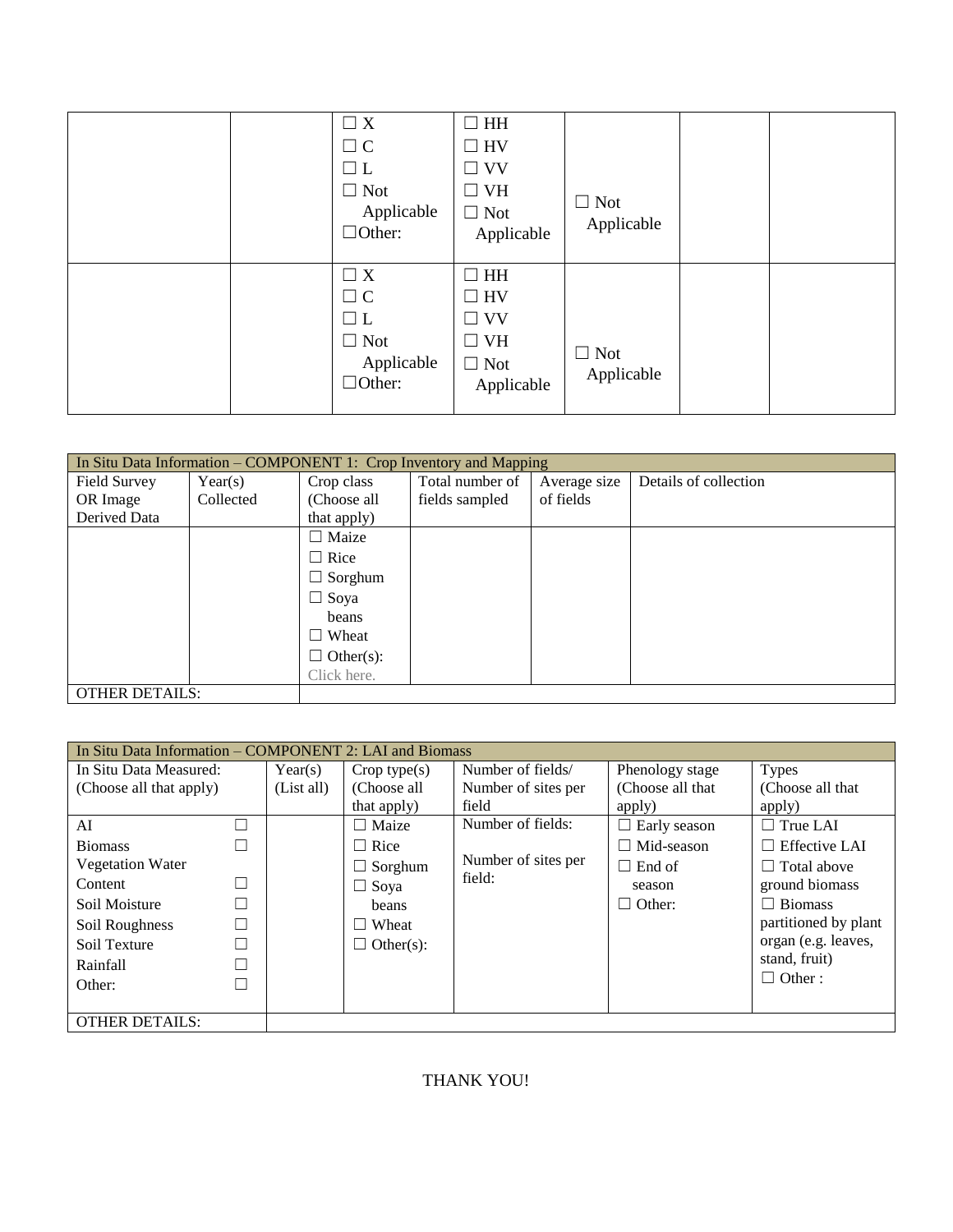| | | | | | | |
|---|---|---|---|---|---|---|
| | | ☐ X<br>☐ C<br>☐ L<br>☐ Not Applicable<br>☐Other: | ☐ HH<br>☐ HV<br>☐ VV<br>☐ VH<br>☐ Not Applicable | ☐ Not Applicable | | |
| | | ☐ X<br>☐ C<br>☐ L<br>☐ Not Applicable<br>☐Other: | ☐ HH<br>☐ HV<br>☐ VV<br>☐ VH<br>☐ Not Applicable | ☐ Not Applicable | | |

| In Situ Data Information – COMPONENT 1: Crop Inventory and Mapping | | | | | |
|---|---|---|---|---|---|
| Field Survey OR Image Derived Data | Year(s) Collected | Crop class (Choose all that apply) | Total number of fields sampled | Average size of fields | Details of collection |
| | | ☐ Maize<br>☐ Rice<br>☐ Sorghum<br>☐ Soya beans<br>☐ Wheat<br>☐ Other(s): Click here. | | | |
| OTHER DETAILS: | | | | | |

| In Situ Data Information – COMPONENT 2: LAI and Biomass | | | | | | |
|---|---|---|---|---|---|---|
| In Situ Data Measured: (Choose all that apply) | | Year(s) (List all) | Crop type(s) (Choose all that apply) | Number of fields/ Number of sites per field | Phenology stage (Choose all that apply) | Types (Choose all that apply) |
| AI<br>Biomass<br>Vegetation Water Content<br>Soil Moisture<br>Soil Roughness<br>Soil Texture<br>Rainfall<br>Other: | ☐<br>☐<br>☐<br>☐<br>☐<br>☐<br>☐<br>☐ | | ☐ Maize<br>☐ Rice<br>☐ Sorghum<br>☐ Soya beans<br>☐ Wheat<br>☐ Other(s): | Number of fields:<br><br>Number of sites per field: | ☐ Early season<br>☐ Mid-season<br>☐ End of season<br>☐ Other: | ☐ True LAI<br>☐ Effective LAI<br>☐ Total above ground biomass<br>☐ Biomass partitioned by plant organ (e.g. leaves, stand, fruit)<br>☐ Other : |
| OTHER DETAILS: | | | | | | |

THANK YOU!